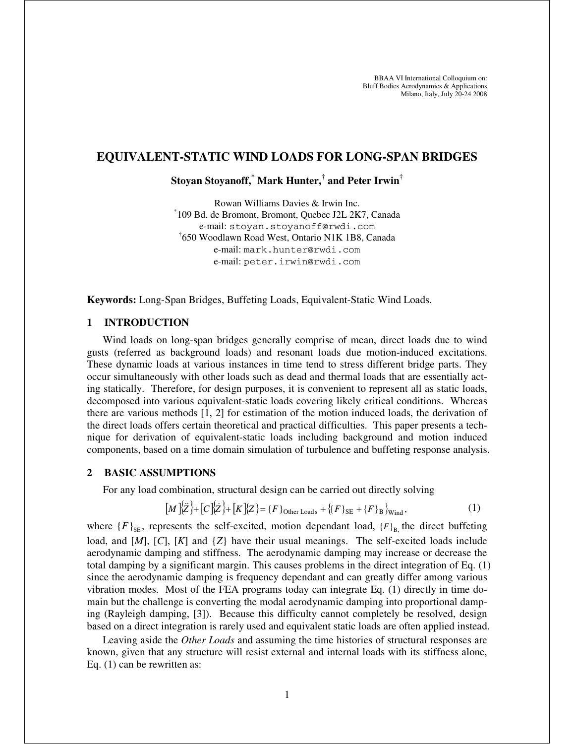# EQUIVALENT-STATIC WIND LOADS FOR LONG-SPAN BRIDGES

**Stoyan Stoyanoff,[*] Mark Hunter,[†] and Peter Irwin[†]**

Rowan Williams Davies & Irwin Inc.
[*]109 Bd. de Bromont, Bromont, Quebec J2L 2K7, Canada
e-mail: stoyan.stoyanoff@rwdi.com
[†]650 Woodlawn Road West, Ontario N1K 1B8, Canada
e-mail: mark.hunter@rwdi.com
e-mail: peter.irwin@rwdi.com

**Keywords:** Long-Span Bridges, Buffeting Loads, Equivalent-Static Wind Loads.

## 1 INTRODUCTION

Wind loads on long-span bridges generally comprise of mean, direct loads due to wind gusts (referred as background loads) and resonant loads due motion-induced excitations. These dynamic loads at various instances in time tend to stress different bridge parts. They occur simultaneously with other loads such as dead and thermal loads that are essentially acting statically. Therefore, for design purposes, it is convenient to represent all as static loads, decomposed into various equivalent-static loads covering likely critical conditions. Whereas there are various methods [1, 2] for estimation of the motion induced loads, the derivation of the direct loads offers certain theoretical and practical difficulties. This paper presents a technique for derivation of equivalent-static loads including background and motion induced components, based on a time domain simulation of turbulence and buffeting response analysis.

## 2 BASIC ASSUMPTIONS

For any load combination, structural design can be carried out directly solving

$$[M]\{\ddot{Z}\}+[C]\{\dot{Z}\}+[K]\{Z\}=\{F\}_{\text{Other Loads}}+\{\{F\}_{\text{SE}}+\{F\}_{\text{B}}\}_{\text{Wind}}, \tag{1}$$

where $\{F\}_{\text{SE}}$, represents the self-excited, motion dependant load, $\{F\}_{\text{B}}$, the direct buffeting load, and $[M]$, $[C]$, $[K]$ and $\{Z\}$ have their usual meanings. The self-excited loads include aerodynamic damping and stiffness. The aerodynamic damping may increase or decrease the total damping by a significant margin. This causes problems in the direct integration of Eq. (1) since the aerodynamic damping is frequency dependant and can greatly differ among various vibration modes. Most of the FEA programs today can integrate Eq. (1) directly in time domain but the challenge is converting the modal aerodynamic damping into proportional damping (Rayleigh damping, [3]). Because this difficulty cannot completely be resolved, design based on a direct integration is rarely used and equivalent static loads are often applied instead.

Leaving aside the *Other Loads* and assuming the time histories of structural responses are known, given that any structure will resist external and internal loads with its stiffness alone, Eq. (1) can be rewritten as: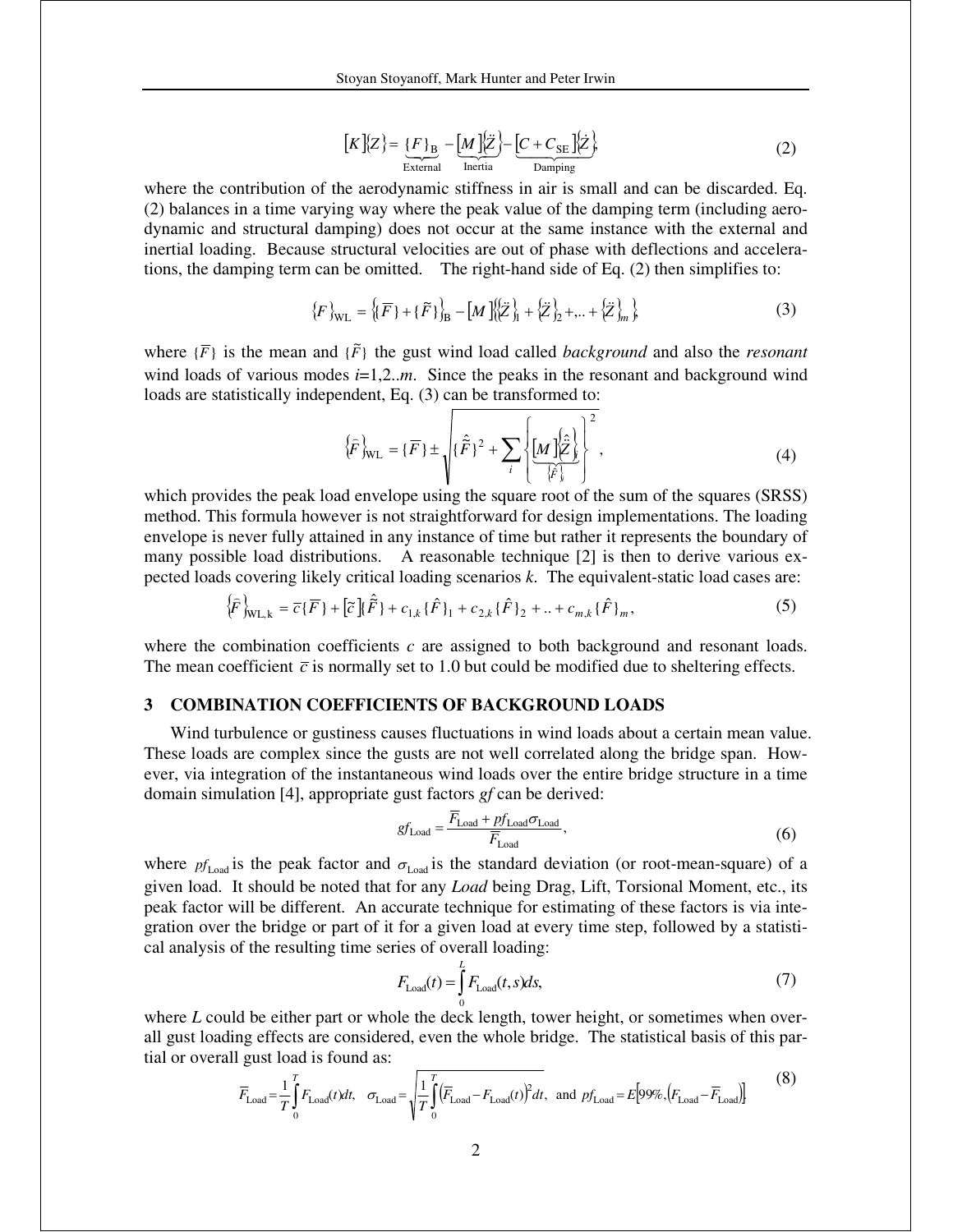$$[K]\{Z\} = \underbrace{\{F\}_{\text{B}}}_{\text{External}} - \underbrace{[M]\{\ddot{Z}\}}_{\text{Inertia}} - \underbrace{[C + C_{\text{SE}}]\{\dot{Z}\}}_{\text{Damping}}, \tag{2}$$

where the contribution of the aerodynamic stiffness in air is small and can be discarded. Eq. (2) balances in a time varying way where the peak value of the damping term (including aerodynamic and structural damping) does not occur at the same instance with the external and inertial loading. Because structural velocities are out of phase with deflections and accelerations, the damping term can be omitted. The right-hand side of Eq. (2) then simplifies to:

$$\{F\}_{\text{WL}} = \{\{\overline{F}\} + \{\tilde{F}\}\}_{\text{B}} - [M]\{\{\ddot{Z}\}_1 + \{\ddot{Z}\}_2 + .. + \{\ddot{Z}\}_m\}, \tag{3}$$

where $\{\overline{F}\}$ is the mean and $\{\tilde{F}\}$ the gust wind load called *background* and also the *resonant* wind loads of various modes $i$=1,2..$m$. Since the peaks in the resonant and background wind loads are statistically independent, Eq. (3) can be transformed to:

$$\{\hat{F}\}_{\text{WL}} = \{\overline{F}\} \pm \sqrt{\{\hat{\tilde{F}}\}^2 + \sum_i \left\{ \underbrace{[M]\{\hat{\ddot{Z}}\}_i}_{\{\hat{F}\}_i} \right\}^2}, \tag{4}$$

which provides the peak load envelope using the square root of the sum of the squares (SRSS) method. This formula however is not straightforward for design implementations. The loading envelope is never fully attained in any instance of time but rather it represents the boundary of many possible load distributions. A reasonable technique [2] is then to derive various expected loads covering likely critical loading scenarios $k$. The equivalent-static load cases are:

$$\{\hat{F}\}_{\text{WL,k}} = \overline{c}\{\overline{F}\} + [\tilde{c}]\{\hat{\tilde{F}}\} + c_{1,k}\{\hat{F}\}_1 + c_{2,k}\{\hat{F}\}_2 + .. + c_{m,k}\{\hat{F}\}_m, \tag{5}$$

where the combination coefficients $c$ are assigned to both background and resonant loads. The mean coefficient $\overline{c}$ is normally set to 1.0 but could be modified due to sheltering effects.

## 3 COMBINATION COEFFICIENTS OF BACKGROUND LOADS

Wind turbulence or gustiness causes fluctuations in wind loads about a certain mean value. These loads are complex since the gusts are not well correlated along the bridge span. However, via integration of the instantaneous wind loads over the entire bridge structure in a time domain simulation [4], appropriate gust factors $gf$ can be derived:

$$gf_{\text{Load}} = \frac{\overline{F}_{\text{Load}} + pf_{\text{Load}}\sigma_{\text{Load}}}{\overline{F}_{\text{Load}}}, \tag{6}$$

where $pf_{\text{Load}}$ is the peak factor and $\sigma_{\text{Load}}$ is the standard deviation (or root-mean-square) of a given load. It should be noted that for any *Load* being Drag, Lift, Torsional Moment, etc., its peak factor will be different. An accurate technique for estimating of these factors is via integration over the bridge or part of it for a given load at every time step, followed by a statistical analysis of the resulting time series of overall loading:

$$F_{\text{Load}}(t) = \int_0^L F_{\text{Load}}(t,s)ds, \tag{7}$$

where $L$ could be either part or whole the deck length, tower height, or sometimes when overall gust loading effects are considered, even the whole bridge. The statistical basis of this partial or overall gust load is found as:

$$\overline{F}_{\text{Load}} = \frac{1}{T}\int_0^T F_{\text{Load}}(t)dt, \quad \sigma_{\text{Load}} = \sqrt{\frac{1}{T}\int_0^T \left(\overline{F}_{\text{Load}} - F_{\text{Load}}(t)\right)^2 dt}, \text{ and } pf_{\text{Load}} = E\left[99\%, \left(F_{\text{Load}} - \overline{F}_{\text{Load}}\right)\right] \tag{8}$$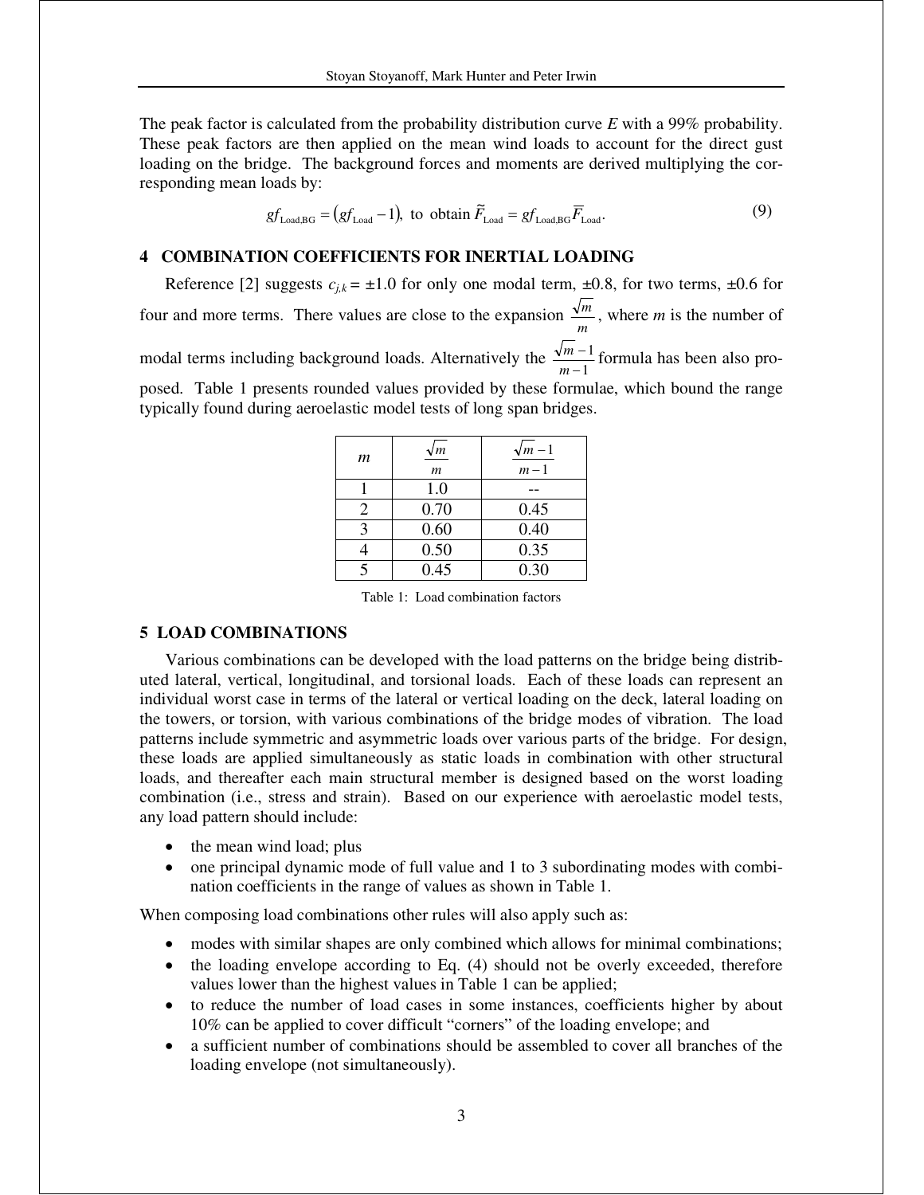The peak factor is calculated from the probability distribution curve *E* with a 99% probability. These peak factors are then applied on the mean wind loads to account for the direct gust loading on the bridge. The background forces and moments are derived multiplying the corresponding mean loads by:

$$gf_{\text{Load,BG}} = \left(gf_{\text{Load}} - 1\right),\ \text{to obtain}\ \tilde{F}_{\text{Load}} = gf_{\text{Load,BG}}\overline{F}_{\text{Load}}. \tag{9}$$

## 4 COMBINATION COEFFICIENTS FOR INERTIAL LOADING

Reference [2] suggests $c_{j,k} = \pm 1.0$ for only one modal term, $\pm 0.8$, for two terms, $\pm 0.6$ for four and more terms. There values are close to the expansion $\frac{\sqrt{m}}{m}$, where $m$ is the number of modal terms including background loads. Alternatively the $\frac{\sqrt{m}-1}{m-1}$ formula has been also proposed. Table 1 presents rounded values provided by these formulae, which bound the range typically found during aeroelastic model tests of long span bridges.

| $m$ | $\frac{\sqrt{m}}{m}$ | $\frac{\sqrt{m}-1}{m-1}$ |
|---|---|---|
| 1 | 1.0 | -- |
| 2 | 0.70 | 0.45 |
| 3 | 0.60 | 0.40 |
| 4 | 0.50 | 0.35 |
| 5 | 0.45 | 0.30 |

Table 1: Load combination factors

## 5 LOAD COMBINATIONS

Various combinations can be developed with the load patterns on the bridge being distributed lateral, vertical, longitudinal, and torsional loads. Each of these loads can represent an individual worst case in terms of the lateral or vertical loading on the deck, lateral loading on the towers, or torsion, with various combinations of the bridge modes of vibration. The load patterns include symmetric and asymmetric loads over various parts of the bridge. For design, these loads are applied simultaneously as static loads in combination with other structural loads, and thereafter each main structural member is designed based on the worst loading combination (i.e., stress and strain). Based on our experience with aeroelastic model tests, any load pattern should include:

- the mean wind load; plus
- one principal dynamic mode of full value and 1 to 3 subordinating modes with combination coefficients in the range of values as shown in Table 1.

When composing load combinations other rules will also apply such as:

- modes with similar shapes are only combined which allows for minimal combinations;
- the loading envelope according to Eq. (4) should not be overly exceeded, therefore values lower than the highest values in Table 1 can be applied;
- to reduce the number of load cases in some instances, coefficients higher by about 10% can be applied to cover difficult "corners" of the loading envelope; and
- a sufficient number of combinations should be assembled to cover all branches of the loading envelope (not simultaneously).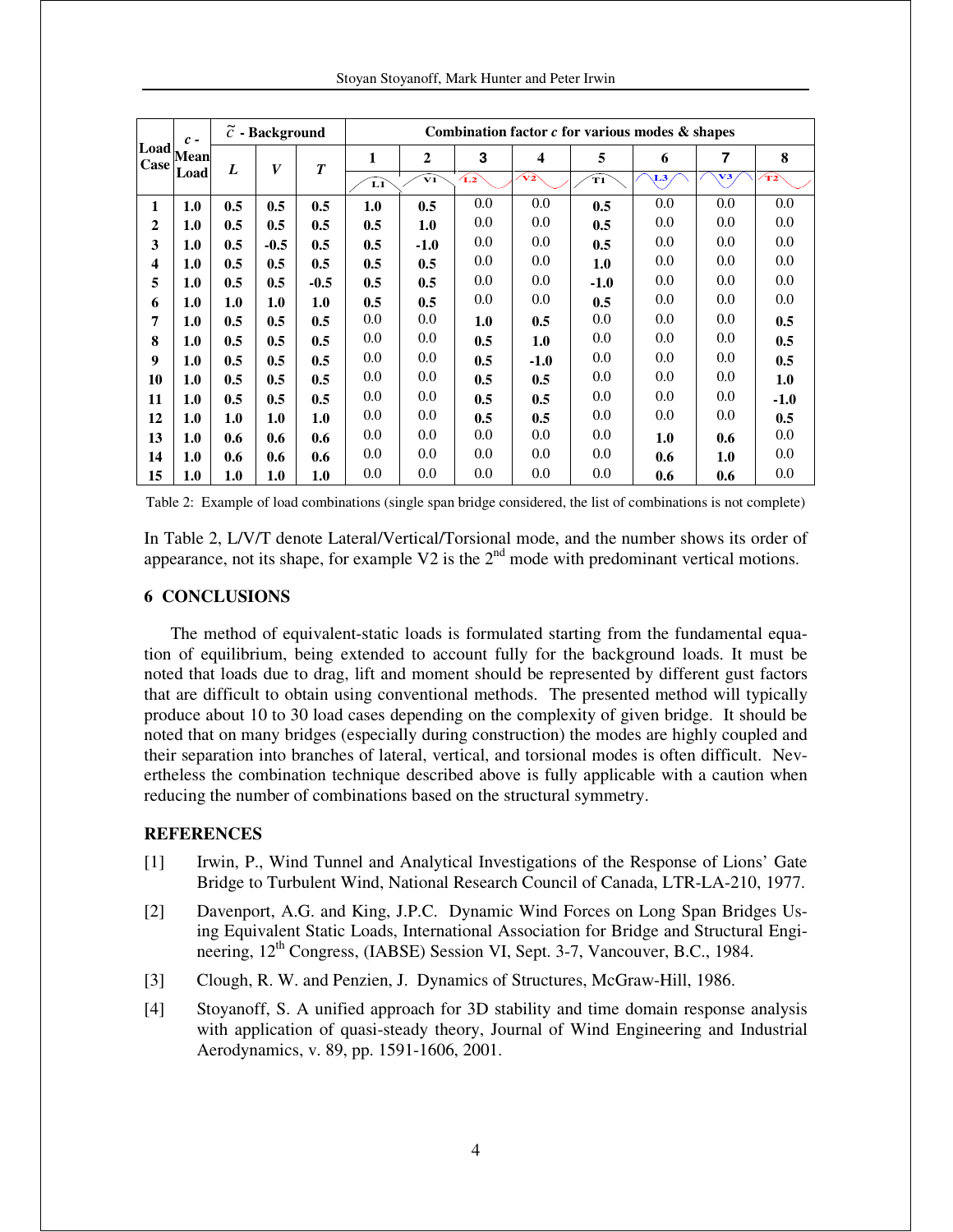| Load Case | $c$ - Mean Load | $\tilde{c}$ - Background | | | Combination factor $c$ for various modes & shapes | | | | | | | |
|---|---|---|---|---|---|---|---|---|---|---|---|---|
| | | $L$ | $V$ | $T$ | 1 | 2 | 3 | 4 | 5 | 6 | 7 | 8 |
| | | | | | L1 | V1 | L2 | V2 | T1 | L3 | V3 | T2 |
| **1** | **1.0** | **0.5** | **0.5** | **0.5** | **1.0** | **0.5** | 0.0 | 0.0 | **0.5** | 0.0 | 0.0 | 0.0 |
| **2** | **1.0** | **0.5** | **0.5** | **0.5** | **0.5** | **1.0** | 0.0 | 0.0 | **0.5** | 0.0 | 0.0 | 0.0 |
| **3** | **1.0** | **0.5** | **-0.5** | **0.5** | **0.5** | **-1.0** | 0.0 | 0.0 | **0.5** | 0.0 | 0.0 | 0.0 |
| **4** | **1.0** | **0.5** | **0.5** | **0.5** | **0.5** | **0.5** | 0.0 | 0.0 | **1.0** | 0.0 | 0.0 | 0.0 |
| **5** | **1.0** | **0.5** | **0.5** | **-0.5** | **0.5** | **0.5** | 0.0 | 0.0 | **-1.0** | 0.0 | 0.0 | 0.0 |
| **6** | **1.0** | **1.0** | **1.0** | **1.0** | **0.5** | **0.5** | 0.0 | 0.0 | **0.5** | 0.0 | 0.0 | 0.0 |
| **7** | **1.0** | **0.5** | **0.5** | **0.5** | 0.0 | 0.0 | **1.0** | **0.5** | 0.0 | 0.0 | 0.0 | **0.5** |
| **8** | **1.0** | **0.5** | **0.5** | **0.5** | 0.0 | 0.0 | **0.5** | **1.0** | 0.0 | 0.0 | 0.0 | **0.5** |
| **9** | **1.0** | **0.5** | **0.5** | **0.5** | 0.0 | 0.0 | **0.5** | **-1.0** | 0.0 | 0.0 | 0.0 | **0.5** |
| **10** | **1.0** | **0.5** | **0.5** | **0.5** | 0.0 | 0.0 | **0.5** | **0.5** | 0.0 | 0.0 | 0.0 | **1.0** |
| **11** | **1.0** | **0.5** | **0.5** | **0.5** | 0.0 | 0.0 | **0.5** | **0.5** | 0.0 | 0.0 | 0.0 | **-1.0** |
| **12** | **1.0** | **1.0** | **1.0** | **1.0** | 0.0 | 0.0 | **0.5** | **0.5** | 0.0 | 0.0 | 0.0 | **0.5** |
| **13** | **1.0** | **0.6** | **0.6** | **0.6** | 0.0 | 0.0 | 0.0 | 0.0 | 0.0 | **1.0** | **0.6** | 0.0 |
| **14** | **1.0** | **0.6** | **0.6** | **0.6** | 0.0 | 0.0 | 0.0 | 0.0 | 0.0 | **0.6** | **1.0** | 0.0 |
| **15** | **1.0** | **1.0** | **1.0** | **1.0** | 0.0 | 0.0 | 0.0 | 0.0 | 0.0 | **0.6** | **0.6** | 0.0 |

Table 2: Example of load combinations (single span bridge considered, the list of combinations is not complete)

In Table 2, L/V/T denote Lateral/Vertical/Torsional mode, and the number shows its order of appearance, not its shape, for example V2 is the 2nd mode with predominant vertical motions.

## 6 CONCLUSIONS

The method of equivalent-static loads is formulated starting from the fundamental equation of equilibrium, being extended to account fully for the background loads. It must be noted that loads due to drag, lift and moment should be represented by different gust factors that are difficult to obtain using conventional methods. The presented method will typically produce about 10 to 30 load cases depending on the complexity of given bridge. It should be noted that on many bridges (especially during construction) the modes are highly coupled and their separation into branches of lateral, vertical, and torsional modes is often difficult. Nevertheless the combination technique described above is fully applicable with a caution when reducing the number of combinations based on the structural symmetry.

## REFERENCES

[1] Irwin, P., Wind Tunnel and Analytical Investigations of the Response of Lions' Gate Bridge to Turbulent Wind, National Research Council of Canada, LTR-LA-210, 1977.

[2] Davenport, A.G. and King, J.P.C. Dynamic Wind Forces on Long Span Bridges Using Equivalent Static Loads, International Association for Bridge and Structural Engineering, 12th Congress, (IABSE) Session VI, Sept. 3-7, Vancouver, B.C., 1984.

[3] Clough, R. W. and Penzien, J. Dynamics of Structures, McGraw-Hill, 1986.

[4] Stoyanoff, S. A unified approach for 3D stability and time domain response analysis with application of quasi-steady theory, Journal of Wind Engineering and Industrial Aerodynamics, v. 89, pp. 1591-1606, 2001.